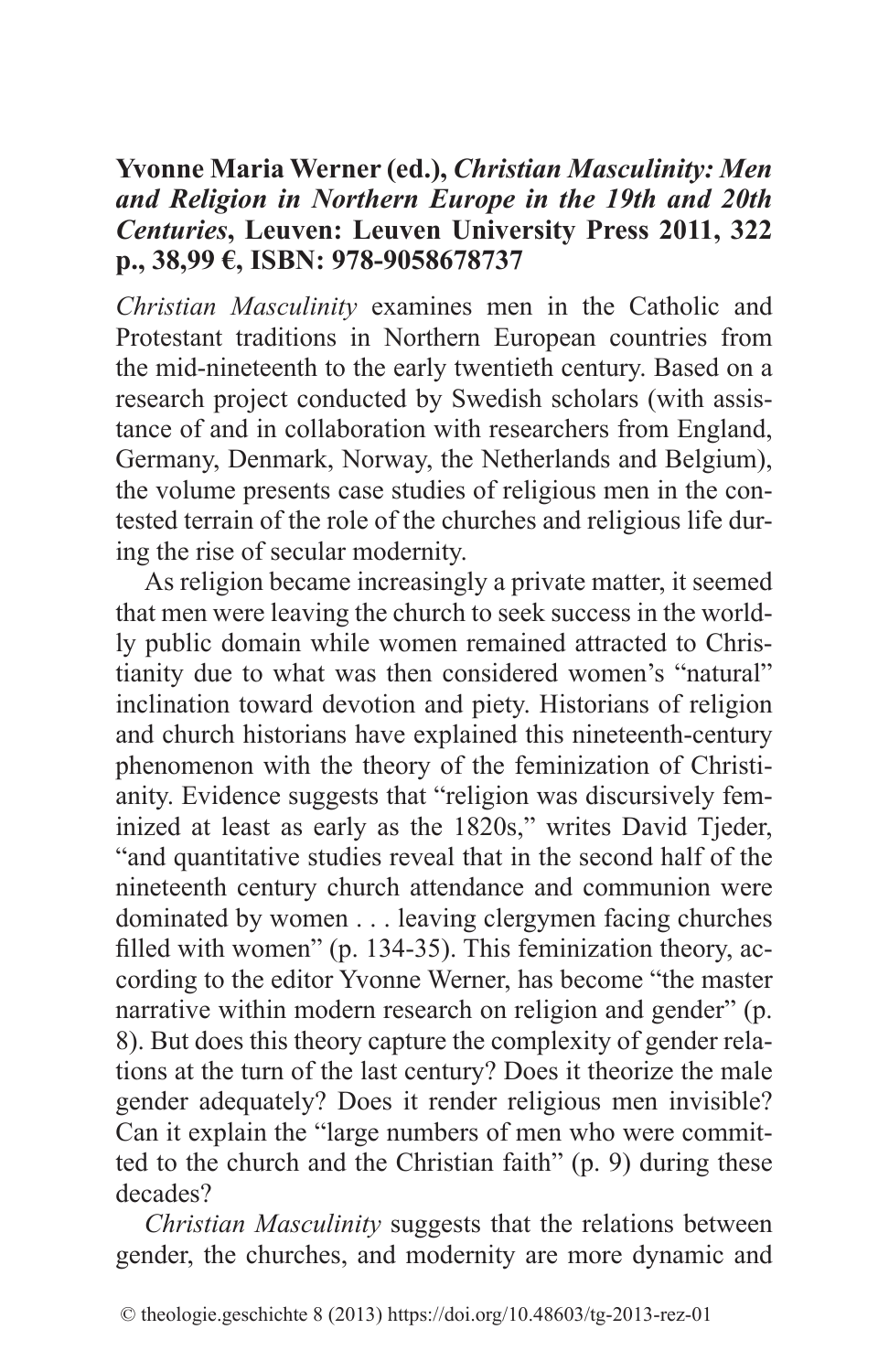**Yvonne Maria Werner (ed.), *Christian Masculinity: Men and Religion in Northern Europe in the 19th and 20th Centuries*, Leuven: Leuven University Press 2011, 322 p., 38,99 €, ISBN: 978-9058678737**

*Christian Masculinity* examines men in the Catholic and Protestant traditions in Northern European countries from the mid-nineteenth to the early twentieth century. Based on a research project conducted by Swedish scholars (with assistance of and in collaboration with researchers from England, Germany, Denmark, Norway, the Netherlands and Belgium), the volume presents case studies of religious men in the contested terrain of the role of the churches and religious life during the rise of secular modernity.

As religion became increasingly a private matter, it seemed that men were leaving the church to seek success in the worldly public domain while women remained attracted to Christianity due to what was then considered women's "natural" inclination toward devotion and piety. Historians of religion and church historians have explained this nineteenth-century phenomenon with the theory of the feminization of Christianity. Evidence suggests that "religion was discursively feminized at least as early as the 1820s," writes David Tjeder, "and quantitative studies reveal that in the second half of the nineteenth century church attendance and communion were dominated by women . . . leaving clergymen facing churches filled with women" (p. 134-35). This feminization theory, according to the editor Yvonne Werner, has become "the master narrative within modern research on religion and gender" (p. 8). But does this theory capture the complexity of gender relations at the turn of the last century? Does it theorize the male gender adequately? Does it render religious men invisible? Can it explain the "large numbers of men who were committed to the church and the Christian faith" (p. 9) during these decades?

*Christian Masculinity* suggests that the relations between gender, the churches, and modernity are more dynamic and

© theologie.geschichte 8 (2013) https://doi.org/10.48603/tg-2013-rez-01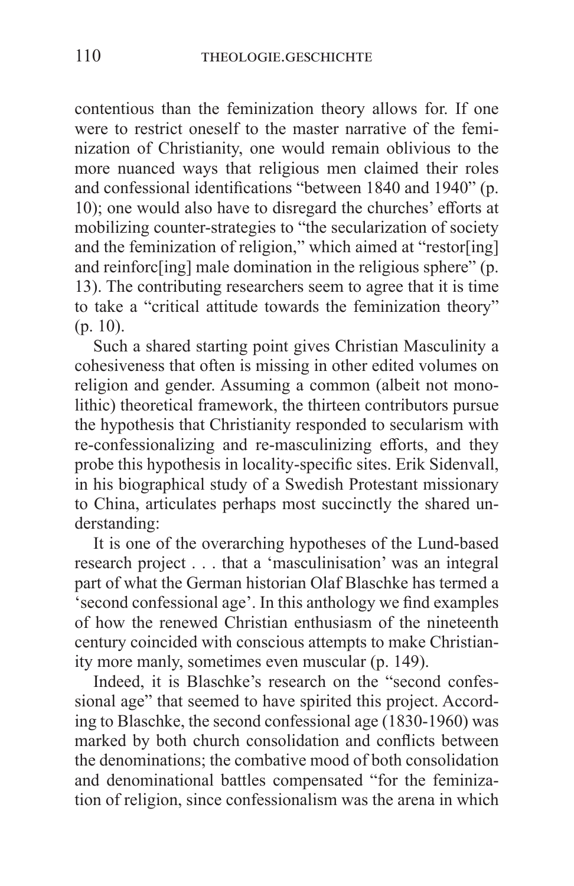contentious than the feminization theory allows for. If one were to restrict oneself to the master narrative of the feminization of Christianity, one would remain oblivious to the more nuanced ways that religious men claimed their roles and confessional identifications "between 1840 and 1940" (p. 10); one would also have to disregard the churches' efforts at mobilizing counter-strategies to "the secularization of society and the feminization of religion," which aimed at "restor[ing] and reinforc[ing] male domination in the religious sphere" (p. 13). The contributing researchers seem to agree that it is time to take a "critical attitude towards the feminization theory" (p. 10).

Such a shared starting point gives Christian Masculinity a cohesiveness that often is missing in other edited volumes on religion and gender. Assuming a common (albeit not monolithic) theoretical framework, the thirteen contributors pursue the hypothesis that Christianity responded to secularism with re-confessionalizing and re-masculinizing efforts, and they probe this hypothesis in locality-specific sites. Erik Sidenvall, in his biographical study of a Swedish Protestant missionary to China, articulates perhaps most succinctly the shared understanding:

It is one of the overarching hypotheses of the Lund-based research project . . . that a 'masculinisation' was an integral part of what the German historian Olaf Blaschke has termed a 'second confessional age'. In this anthology we find examples of how the renewed Christian enthusiasm of the nineteenth century coincided with conscious attempts to make Christianity more manly, sometimes even muscular (p. 149).

Indeed, it is Blaschke's research on the "second confessional age" that seemed to have spirited this project. According to Blaschke, the second confessional age (1830-1960) was marked by both church consolidation and conflicts between the denominations; the combative mood of both consolidation and denominational battles compensated "for the feminization of religion, since confessionalism was the arena in which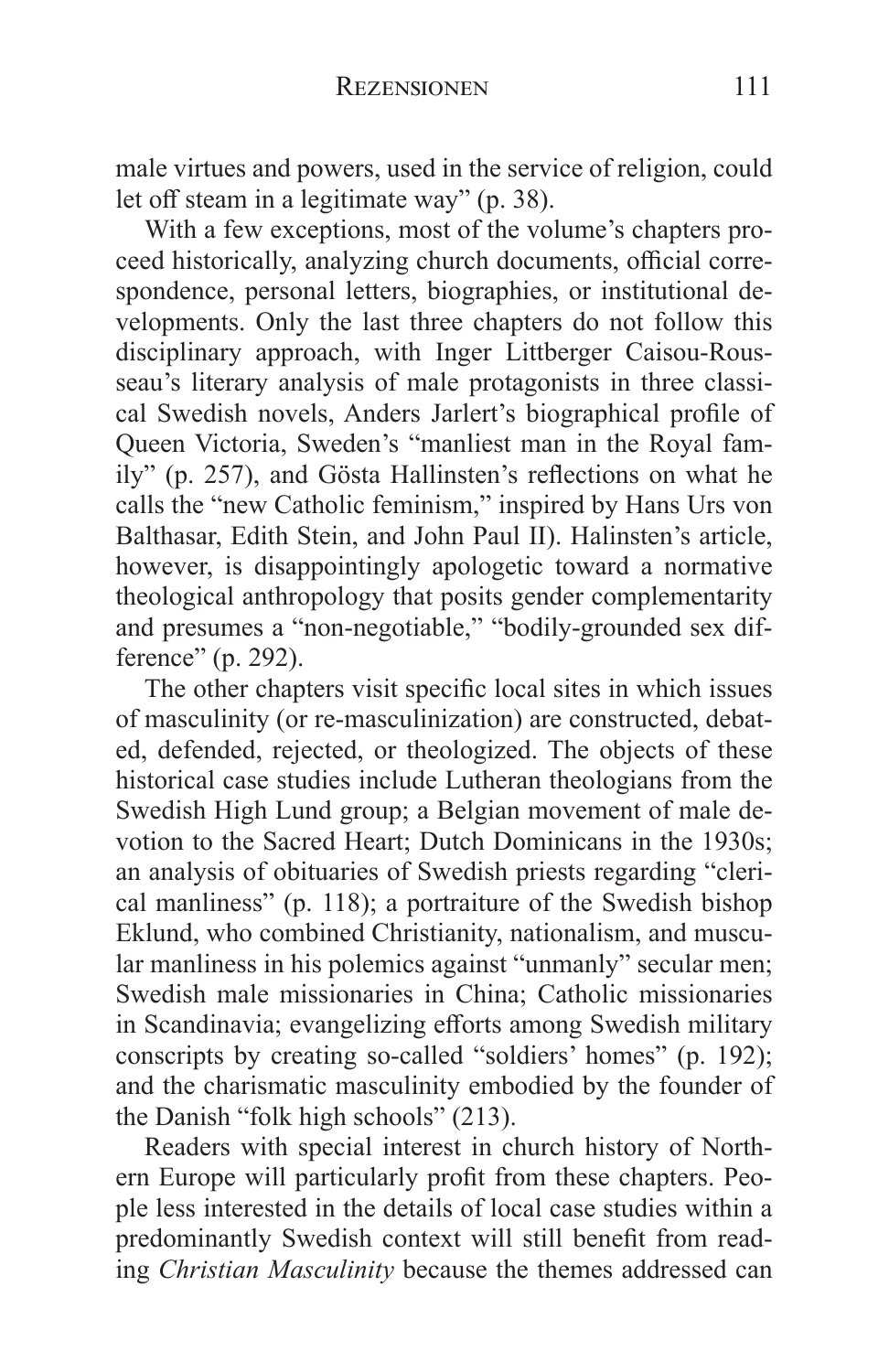male virtues and powers, used in the service of religion, could let off steam in a legitimate way" (p. 38).

With a few exceptions, most of the volume's chapters proceed historically, analyzing church documents, official correspondence, personal letters, biographies, or institutional developments. Only the last three chapters do not follow this disciplinary approach, with Inger Littberger Caisou-Rousseau's literary analysis of male protagonists in three classical Swedish novels, Anders Jarlert's biographical profile of Queen Victoria, Sweden's "manliest man in the Royal family" (p. 257), and Gösta Hallinsten's reflections on what he calls the "new Catholic feminism," inspired by Hans Urs von Balthasar, Edith Stein, and John Paul II). Halinsten's article, however, is disappointingly apologetic toward a normative theological anthropology that posits gender complementarity and presumes a "non-negotiable," "bodily-grounded sex difference" (p. 292).

The other chapters visit specific local sites in which issues of masculinity (or re-masculinization) are constructed, debated, defended, rejected, or theologized. The objects of these historical case studies include Lutheran theologians from the Swedish High Lund group; a Belgian movement of male devotion to the Sacred Heart; Dutch Dominicans in the 1930s; an analysis of obituaries of Swedish priests regarding "clerical manliness" (p. 118); a portraiture of the Swedish bishop Eklund, who combined Christianity, nationalism, and muscular manliness in his polemics against "unmanly" secular men; Swedish male missionaries in China; Catholic missionaries in Scandinavia; evangelizing efforts among Swedish military conscripts by creating so-called "soldiers' homes" (p. 192); and the charismatic masculinity embodied by the founder of the Danish "folk high schools" (213).

Readers with special interest in church history of Northern Europe will particularly profit from these chapters. People less interested in the details of local case studies within a predominantly Swedish context will still benefit from reading *Christian Masculinity* because the themes addressed can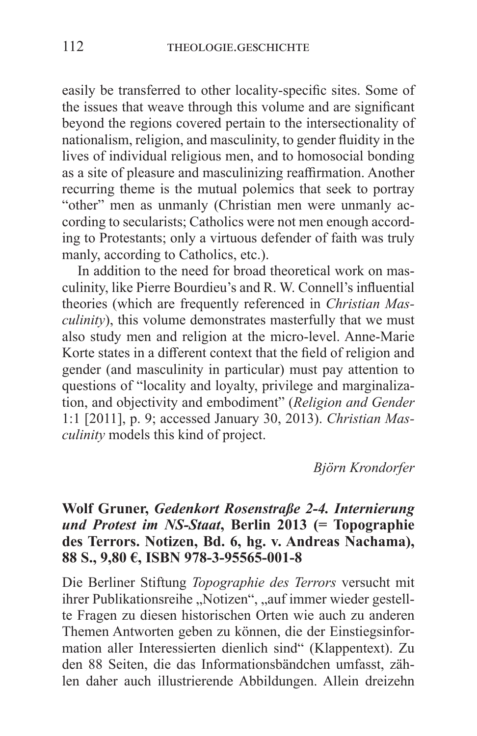easily be transferred to other locality-specific sites. Some of the issues that weave through this volume and are significant beyond the regions covered pertain to the intersectionality of nationalism, religion, and masculinity, to gender fluidity in the lives of individual religious men, and to homosocial bonding as a site of pleasure and masculinizing reaffirmation. Another recurring theme is the mutual polemics that seek to portray "other" men as unmanly (Christian men were unmanly according to secularists; Catholics were not men enough according to Protestants; only a virtuous defender of faith was truly manly, according to Catholics, etc.).

In addition to the need for broad theoretical work on masculinity, like Pierre Bourdieu's and R. W. Connell's influential theories (which are frequently referenced in *Christian Masculinity*), this volume demonstrates masterfully that we must also study men and religion at the micro-level. Anne-Marie Korte states in a different context that the field of religion and gender (and masculinity in particular) must pay attention to questions of "locality and loyalty, privilege and marginalization, and objectivity and embodiment" (*Religion and Gender* 1:1 [2011], p. 9; accessed January 30, 2013). *Christian Masculinity* models this kind of project.

*Björn Krondorfer*

**Wolf Gruner, *Gedenkort Rosenstraße 2-4. Internierung und Protest im NS-Staat*, Berlin 2013 (= Topographie des Terrors. Notizen, Bd. 6, hg. v. Andreas Nachama), 88 S., 9,80 €, ISBN 978-3-95565-001-8**

Die Berliner Stiftung *Topographie des Terrors* versucht mit ihrer Publikationsreihe „Notizen", „auf immer wieder gestellte Fragen zu diesen historischen Orten wie auch zu anderen Themen Antworten geben zu können, die der Einstiegsinformation aller Interessierten dienlich sind" (Klappentext). Zu den 88 Seiten, die das Informationsbändchen umfasst, zählen daher auch illustrierende Abbildungen. Allein dreizehn